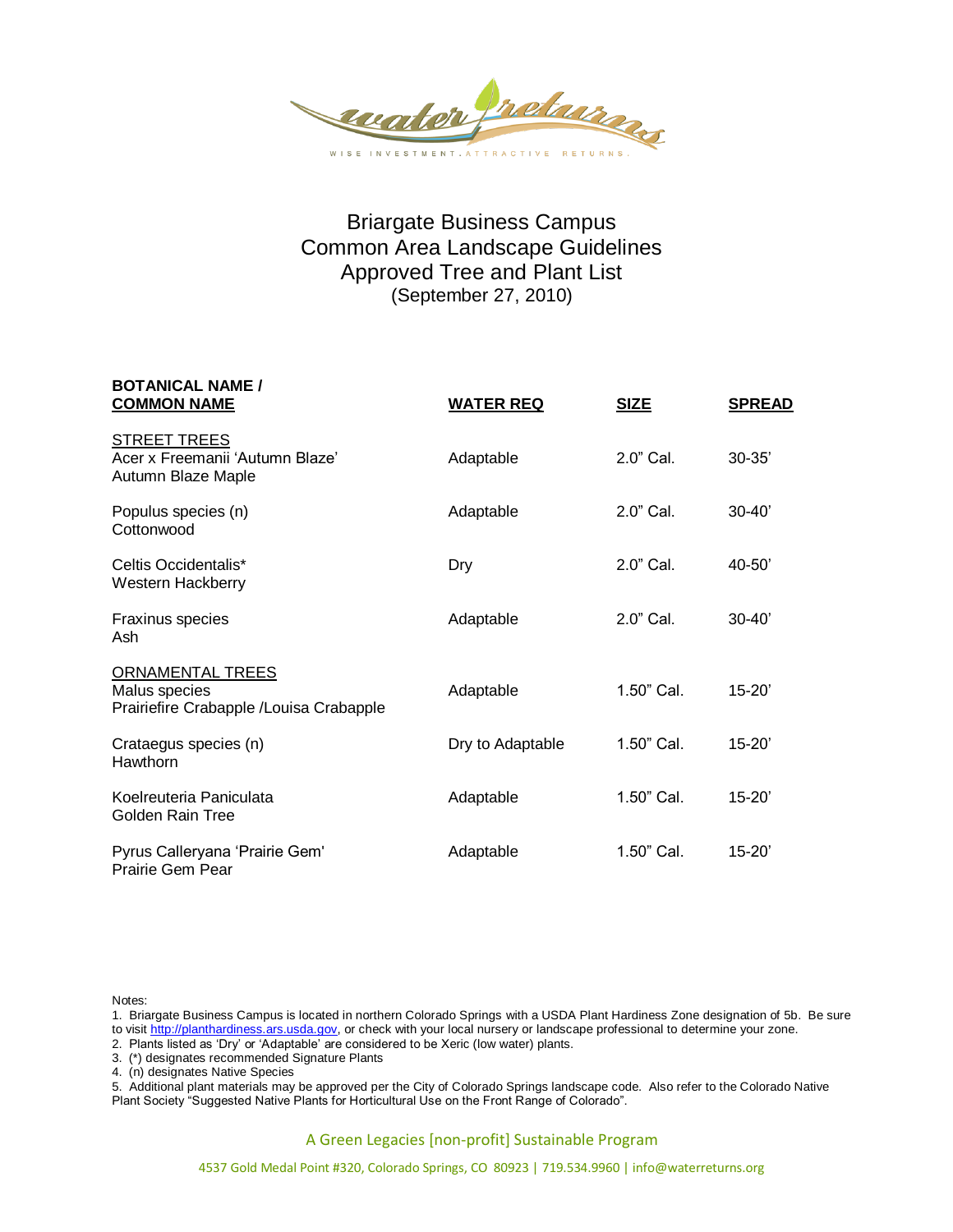water returns

WISE INVESTMENT. ATTRACTIVE RETURNS.

# Briargate Business Campus
## Common Area Landscape Guidelines
## Approved Tree and Plant List
(September 27, 2010)

| BOTANICAL NAME / COMMON NAME | WATER REQ | SIZE | SPREAD |
|---|---|---|---|
| STREET TREES | | | |
| Acer x Freemanii 'Autumn Blaze' Autumn Blaze Maple | Adaptable | 2.0" Cal. | 30-35' |
| Populus species (n) Cottonwood | Adaptable | 2.0" Cal. | 30-40' |
| Celtis Occidentalis* Western Hackberry | Dry | 2.0" Cal. | 40-50' |
| Fraxinus species Ash | Adaptable | 2.0" Cal. | 30-40' |
| ORNAMENTAL TREES | | | |
| Malus species Prairiefire Crabapple /Louisa Crabapple | Adaptable | 1.50" Cal. | 15-20' |
| Crataegus species (n) Hawthorn | Dry to Adaptable | 1.50" Cal. | 15-20' |
| Koelreuteria Paniculata Golden Rain Tree | Adaptable | 1.50" Cal. | 15-20' |
| Pyrus Calleryana 'Prairie Gem' Prairie Gem Pear | Adaptable | 1.50" Cal. | 15-20' |

Notes:

1. Briargate Business Campus is located in northern Colorado Springs with a USDA Plant Hardiness Zone designation of 5b. Be sure to visit http://planthardiness.ars.usda.gov, or check with your local nursery or landscape professional to determine your zone.
2. Plants listed as 'Dry' or 'Adaptable' are considered to be Xeric (low water) plants.
3. (*) designates recommended Signature Plants
4. (n) designates Native Species
5. Additional plant materials may be approved per the City of Colorado Springs landscape code. Also refer to the Colorado Native Plant Society "Suggested Native Plants for Horticultural Use on the Front Range of Colorado".

A Green Legacies [non-profit] Sustainable Program

4537 Gold Medal Point #320, Colorado Springs, CO 80923 | 719.534.9960 | info@waterreturns.org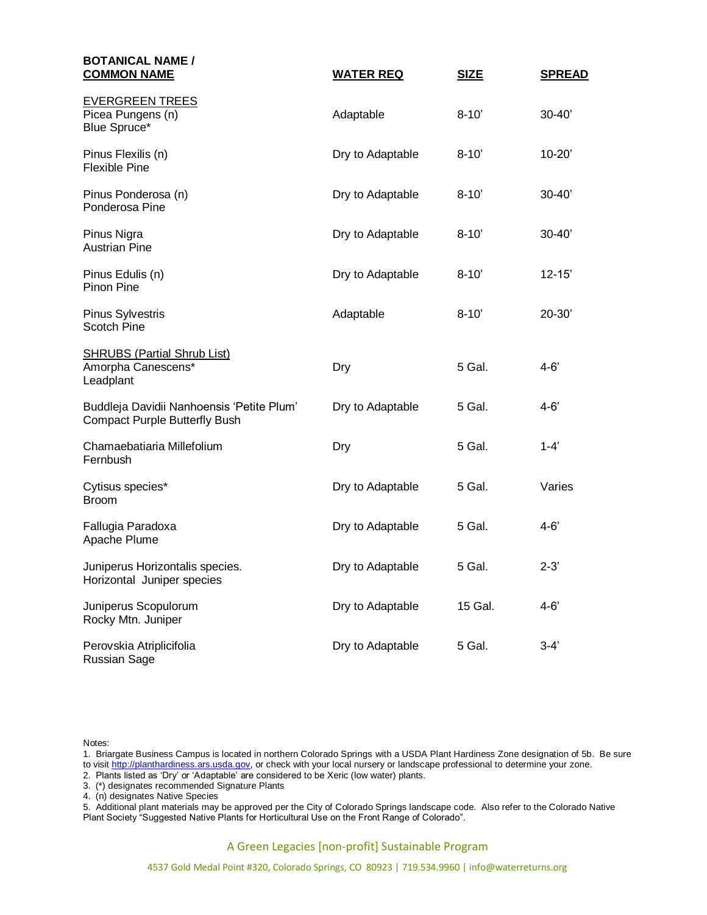| BOTANICAL NAME / COMMON NAME | WATER REQ | SIZE | SPREAD |
|---|---|---|---|
| EVERGREEN TREES | | | |
| Picea Pungens (n) Blue Spruce* | Adaptable | 8-10’ | 30-40’ |
| Pinus Flexilis (n) Flexible Pine | Dry to Adaptable | 8-10’ | 10-20’ |
| Pinus Ponderosa (n) Ponderosa Pine | Dry to Adaptable | 8-10’ | 30-40’ |
| Pinus Nigra Austrian Pine | Dry to Adaptable | 8-10’ | 30-40’ |
| Pinus Edulis (n) Pinon Pine | Dry to Adaptable | 8-10’ | 12-15’ |
| Pinus Sylvestris Scotch Pine | Adaptable | 8-10’ | 20-30’ |
| SHRUBS (Partial Shrub List) | | | |
| Amorpha Canescens* Leadplant | Dry | 5 Gal. | 4-6’ |
| Buddleja Davidii Nanhoensis ‘Petite Plum’ Compact Purple Butterfly Bush | Dry to Adaptable | 5 Gal. | 4-6’ |
| Chamaebatiaria Millefolium Fernbush | Dry | 5 Gal. | 1-4’ |
| Cytisus species* Broom | Dry to Adaptable | 5 Gal. | Varies |
| Fallugia Paradoxa Apache Plume | Dry to Adaptable | 5 Gal. | 4-6’ |
| Juniperus Horizontalis species. Horizontal Juniper species | Dry to Adaptable | 5 Gal. | 2-3’ |
| Juniperus Scopulorum Rocky Mtn. Juniper | Dry to Adaptable | 15 Gal. | 4-6’ |
| Perovskia Atriplicifolia Russian Sage | Dry to Adaptable | 5 Gal. | 3-4’ |

Notes:

1. Briargate Business Campus is located in northern Colorado Springs with a USDA Plant Hardiness Zone designation of 5b. Be sure to visit http://planthardiness.ars.usda.gov, or check with your local nursery or landscape professional to determine your zone.
2. Plants listed as ‘Dry’ or ‘Adaptable’ are considered to be Xeric (low water) plants.
3. (*) designates recommended Signature Plants
4. (n) designates Native Species
5. Additional plant materials may be approved per the City of Colorado Springs landscape code. Also refer to the Colorado Native Plant Society “Suggested Native Plants for Horticultural Use on the Front Range of Colorado”.

A Green Legacies [non-profit] Sustainable Program

4537 Gold Medal Point #320, Colorado Springs, CO 80923 | 719.534.9960 | info@waterreturns.org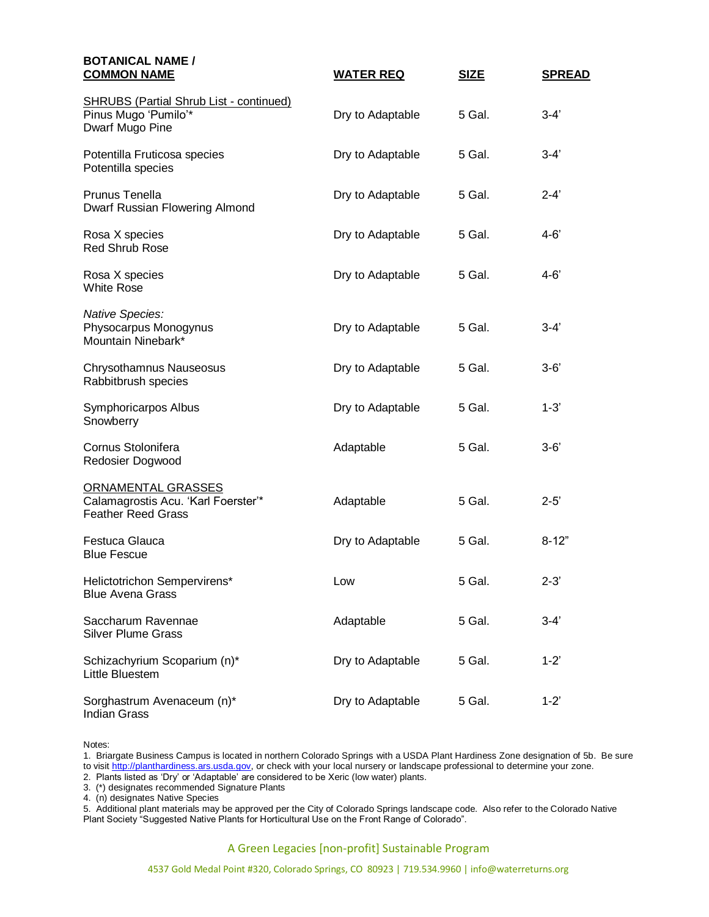| BOTANICAL NAME / COMMON NAME | WATER REQ | SIZE | SPREAD |
|---|---|---|---|
| SHRUBS (Partial Shrub List - continued) | | | |
| Pinus Mugo 'Pumilo'* Dwarf Mugo Pine | Dry to Adaptable | 5 Gal. | 3-4' |
| Potentilla Fruticosa species Potentilla species | Dry to Adaptable | 5 Gal. | 3-4' |
| Prunus Tenella Dwarf Russian Flowering Almond | Dry to Adaptable | 5 Gal. | 2-4' |
| Rosa X species Red Shrub Rose | Dry to Adaptable | 5 Gal. | 4-6' |
| Rosa X species White Rose | Dry to Adaptable | 5 Gal. | 4-6' |
| *Native Species:* | | | |
| Physocarpus Monogynus Mountain Ninebark* | Dry to Adaptable | 5 Gal. | 3-4' |
| Chrysothamnus Nauseosus Rabbitbrush species | Dry to Adaptable | 5 Gal. | 3-6' |
| Symphoricarpos Albus Snowberry | Dry to Adaptable | 5 Gal. | 1-3' |
| Cornus Stolonifera Redosier Dogwood | Adaptable | 5 Gal. | 3-6' |
| ORNAMENTAL GRASSES | | | |
| Calamagrostis Acu. 'Karl Foerster'* Feather Reed Grass | Adaptable | 5 Gal. | 2-5' |
| Festuca Glauca Blue Fescue | Dry to Adaptable | 5 Gal. | 8-12" |
| Helictotrichon Sempervirens* Blue Avena Grass | Low | 5 Gal. | 2-3' |
| Saccharum Ravennae Silver Plume Grass | Adaptable | 5 Gal. | 3-4' |
| Schizachyrium Scoparium (n)* Little Bluestem | Dry to Adaptable | 5 Gal. | 1-2' |
| Sorghastrum Avenaceum (n)* Indian Grass | Dry to Adaptable | 5 Gal. | 1-2' |

Notes:

1. Briargate Business Campus is located in northern Colorado Springs with a USDA Plant Hardiness Zone designation of 5b. Be sure to visit http://planthardiness.ars.usda.gov, or check with your local nursery or landscape professional to determine your zone.
2. Plants listed as 'Dry' or 'Adaptable' are considered to be Xeric (low water) plants.
3. (*) designates recommended Signature Plants
4. (n) designates Native Species
5. Additional plant materials may be approved per the City of Colorado Springs landscape code. Also refer to the Colorado Native Plant Society "Suggested Native Plants for Horticultural Use on the Front Range of Colorado".

A Green Legacies [non-profit] Sustainable Program

4537 Gold Medal Point #320, Colorado Springs, CO 80923 | 719.534.9960 | info@waterreturns.org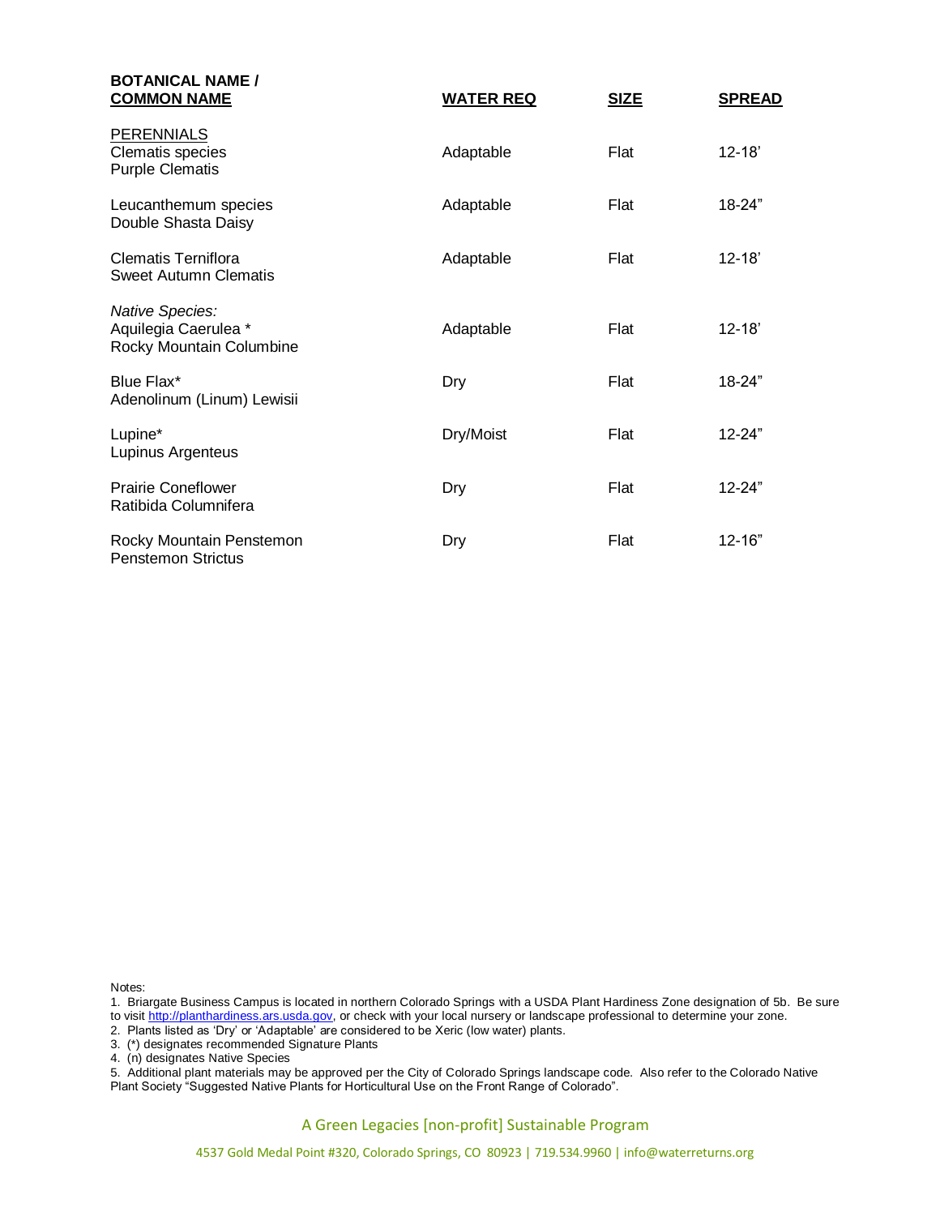| BOTANICAL NAME / COMMON NAME | WATER REQ | SIZE | SPREAD |
|---|---|---|---|
| PERENNIALS | | | |
| Clematis species<br>Purple Clematis | Adaptable | Flat | 12-18' |
| Leucanthemum species<br>Double Shasta Daisy | Adaptable | Flat | 18-24" |
| Clematis Terniflora<br>Sweet Autumn Clematis | Adaptable | Flat | 12-18' |
| *Native Species:*<br>Aquilegia Caerulea *<br>Rocky Mountain Columbine | Adaptable | Flat | 12-18' |
| Blue Flax*<br>Adenolinum (Linum) Lewisii | Dry | Flat | 18-24" |
| Lupine*<br>Lupinus Argenteus | Dry/Moist | Flat | 12-24" |
| Prairie Coneflower<br>Ratibida Columnifera | Dry | Flat | 12-24" |
| Rocky Mountain Penstemon<br>Penstemon Strictus | Dry | Flat | 12-16" |

Notes:

1. Briargate Business Campus is located in northern Colorado Springs with a USDA Plant Hardiness Zone designation of 5b. Be sure to visit http://planthardiness.ars.usda.gov, or check with your local nursery or landscape professional to determine your zone.
2. Plants listed as 'Dry' or 'Adaptable' are considered to be Xeric (low water) plants.
3. (*) designates recommended Signature Plants
4. (n) designates Native Species
5. Additional plant materials may be approved per the City of Colorado Springs landscape code. Also refer to the Colorado Native Plant Society "Suggested Native Plants for Horticultural Use on the Front Range of Colorado".

A Green Legacies [non-profit] Sustainable Program

4537 Gold Medal Point #320, Colorado Springs, CO 80923 | 719.534.9960 | info@waterreturns.org